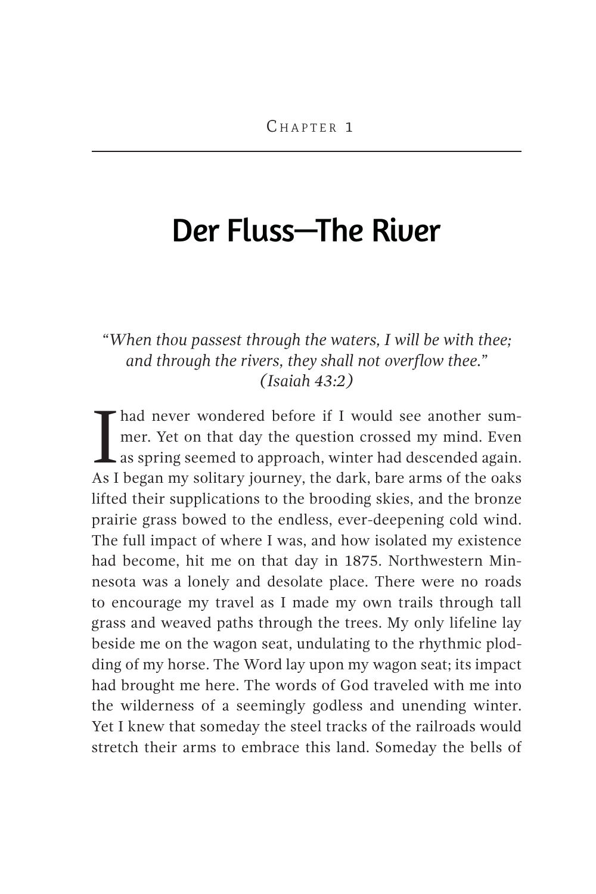Chapter 1

# Der Fluss—The River

*"When thou passest through the waters, I will be with thee; and through the rivers, they shall not overflow thee." (Isaiah 43:2)*

I had never wondered before if I would see another summer. Yet on that day the question crossed my mind. Even as spring seemed to approach, winter had descended again. As I began my solitary journey, the dark, bare arms of the oaks lifted their supplications to the brooding skies, and the bronze prairie grass bowed to the endless, ever-deepening cold wind. The full impact of where I was, and how isolated my existence had become, hit me on that day in 1875. Northwestern Minnesota was a lonely and desolate place. There were no roads to encourage my travel as I made my own trails through tall grass and weaved paths through the trees. My only lifeline lay beside me on the wagon seat, undulating to the rhythmic plodding of my horse. The Word lay upon my wagon seat; its impact had brought me here. The words of God traveled with me into the wilderness of a seemingly godless and unending winter. Yet I knew that someday the steel tracks of the railroads would stretch their arms to embrace this land. Someday the bells of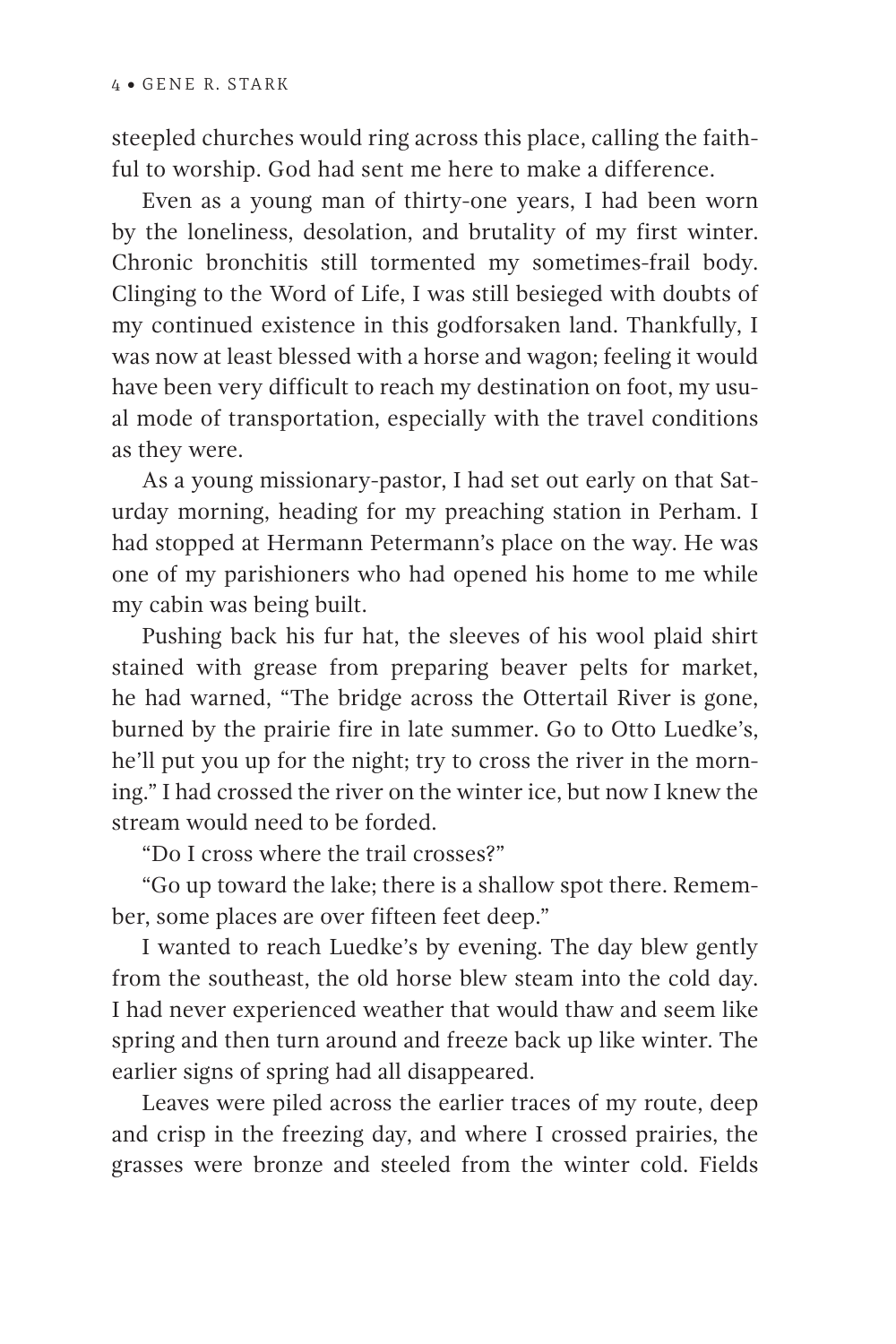steepled churches would ring across this place, calling the faithful to worship. God had sent me here to make a difference.

Even as a young man of thirty-one years, I had been worn by the loneliness, desolation, and brutality of my first winter. Chronic bronchitis still tormented my sometimes-frail body. Clinging to the Word of Life, I was still besieged with doubts of my continued existence in this godforsaken land. Thankfully, I was now at least blessed with a horse and wagon; feeling it would have been very difficult to reach my destination on foot, my usual mode of transportation, especially with the travel conditions as they were.

As a young missionary-pastor, I had set out early on that Saturday morning, heading for my preaching station in Perham. I had stopped at Hermann Petermann's place on the way. He was one of my parishioners who had opened his home to me while my cabin was being built.

Pushing back his fur hat, the sleeves of his wool plaid shirt stained with grease from preparing beaver pelts for market, he had warned, "The bridge across the Ottertail River is gone, burned by the prairie fire in late summer. Go to Otto Luedke's, he'll put you up for the night; try to cross the river in the morning." I had crossed the river on the winter ice, but now I knew the stream would need to be forded.

"Do I cross where the trail crosses?"

"Go up toward the lake; there is a shallow spot there. Remember, some places are over fifteen feet deep."

I wanted to reach Luedke's by evening. The day blew gently from the southeast, the old horse blew steam into the cold day. I had never experienced weather that would thaw and seem like spring and then turn around and freeze back up like winter. The earlier signs of spring had all disappeared.

Leaves were piled across the earlier traces of my route, deep and crisp in the freezing day, and where I crossed prairies, the grasses were bronze and steeled from the winter cold. Fields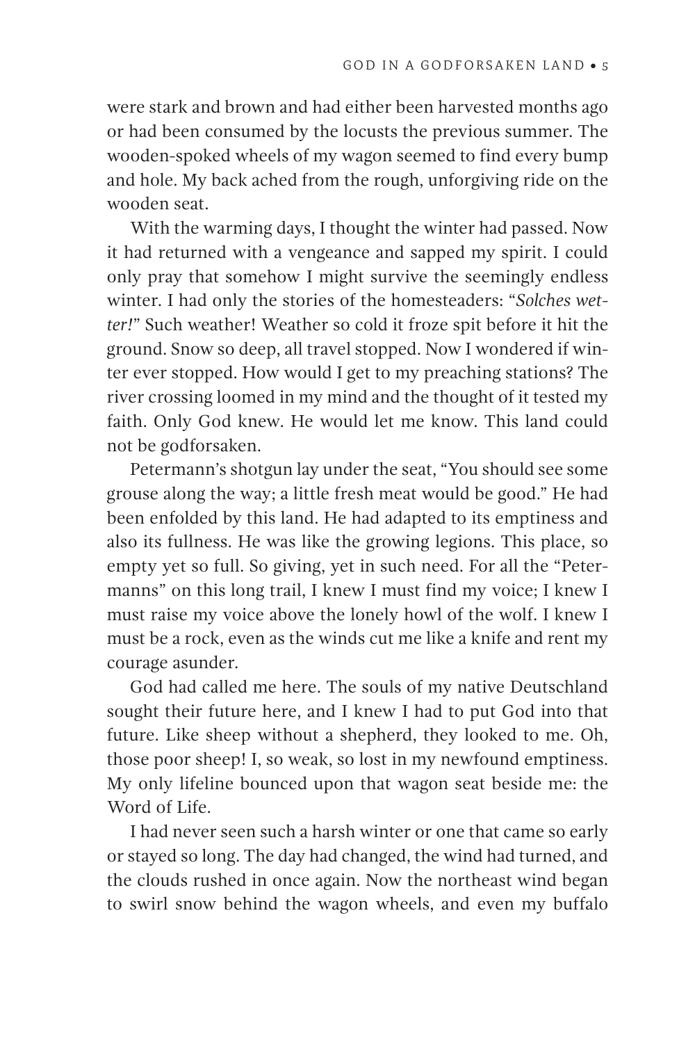were stark and brown and had either been harvested months ago or had been consumed by the locusts the previous summer. The wooden-spoked wheels of my wagon seemed to find every bump and hole. My back ached from the rough, unforgiving ride on the wooden seat.

With the warming days, I thought the winter had passed. Now it had returned with a vengeance and sapped my spirit. I could only pray that somehow I might survive the seemingly endless winter. I had only the stories of the homesteaders: "*Solches wetter!*" Such weather! Weather so cold it froze spit before it hit the ground. Snow so deep, all travel stopped. Now I wondered if winter ever stopped. How would I get to my preaching stations? The river crossing loomed in my mind and the thought of it tested my faith. Only God knew. He would let me know. This land could not be godforsaken.

Petermann's shotgun lay under the seat, "You should see some grouse along the way; a little fresh meat would be good." He had been enfolded by this land. He had adapted to its emptiness and also its fullness. He was like the growing legions. This place, so empty yet so full. So giving, yet in such need. For all the "Petermanns" on this long trail, I knew I must find my voice; I knew I must raise my voice above the lonely howl of the wolf. I knew I must be a rock, even as the winds cut me like a knife and rent my courage asunder.

God had called me here. The souls of my native Deutschland sought their future here, and I knew I had to put God into that future. Like sheep without a shepherd, they looked to me. Oh, those poor sheep! I, so weak, so lost in my newfound emptiness. My only lifeline bounced upon that wagon seat beside me: the Word of Life.

I had never seen such a harsh winter or one that came so early or stayed so long. The day had changed, the wind had turned, and the clouds rushed in once again. Now the northeast wind began to swirl snow behind the wagon wheels, and even my buffalo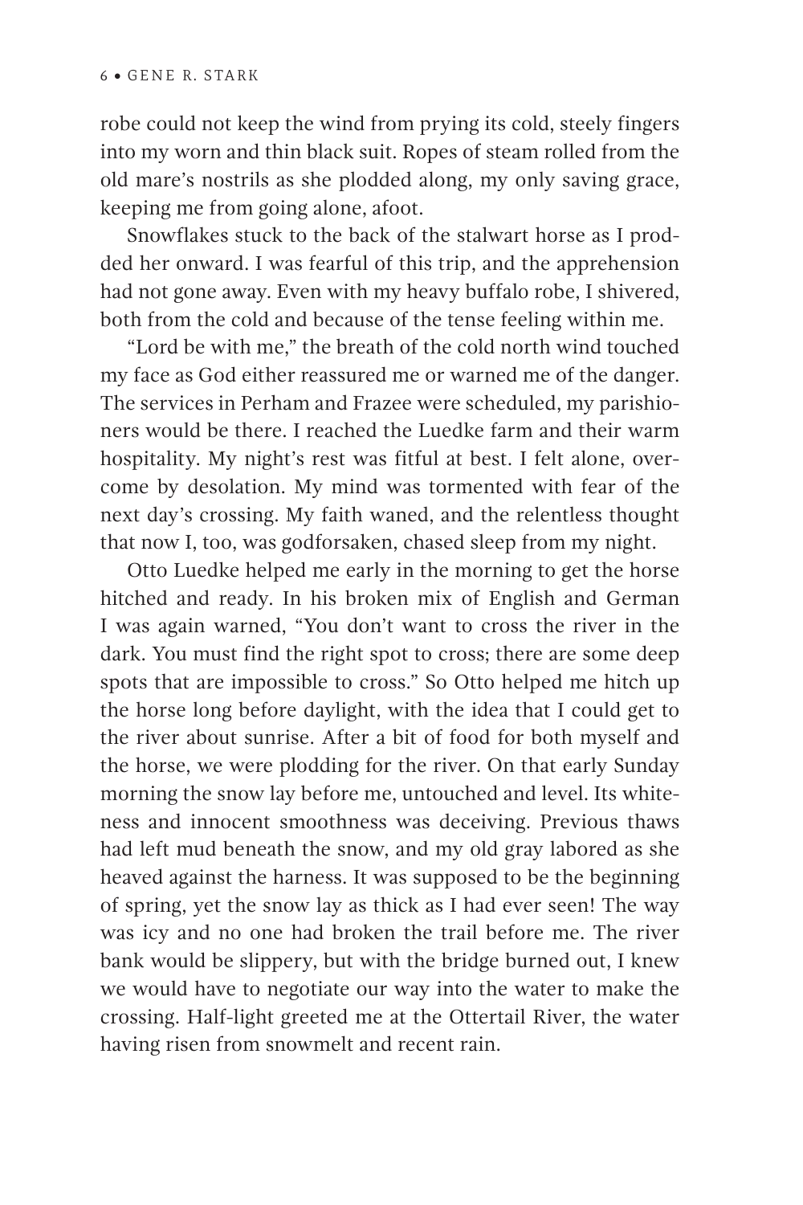robe could not keep the wind from prying its cold, steely fingers into my worn and thin black suit. Ropes of steam rolled from the old mare's nostrils as she plodded along, my only saving grace, keeping me from going alone, afoot.

Snowflakes stuck to the back of the stalwart horse as I prodded her onward. I was fearful of this trip, and the apprehension had not gone away. Even with my heavy buffalo robe, I shivered, both from the cold and because of the tense feeling within me.

"Lord be with me," the breath of the cold north wind touched my face as God either reassured me or warned me of the danger. The services in Perham and Frazee were scheduled, my parishioners would be there. I reached the Luedke farm and their warm hospitality. My night's rest was fitful at best. I felt alone, overcome by desolation. My mind was tormented with fear of the next day's crossing. My faith waned, and the relentless thought that now I, too, was godforsaken, chased sleep from my night.

Otto Luedke helped me early in the morning to get the horse hitched and ready. In his broken mix of English and German I was again warned, "You don't want to cross the river in the dark. You must find the right spot to cross; there are some deep spots that are impossible to cross." So Otto helped me hitch up the horse long before daylight, with the idea that I could get to the river about sunrise. After a bit of food for both myself and the horse, we were plodding for the river. On that early Sunday morning the snow lay before me, untouched and level. Its whiteness and innocent smoothness was deceiving. Previous thaws had left mud beneath the snow, and my old gray labored as she heaved against the harness. It was supposed to be the beginning of spring, yet the snow lay as thick as I had ever seen! The way was icy and no one had broken the trail before me. The river bank would be slippery, but with the bridge burned out, I knew we would have to negotiate our way into the water to make the crossing. Half-light greeted me at the Ottertail River, the water having risen from snowmelt and recent rain.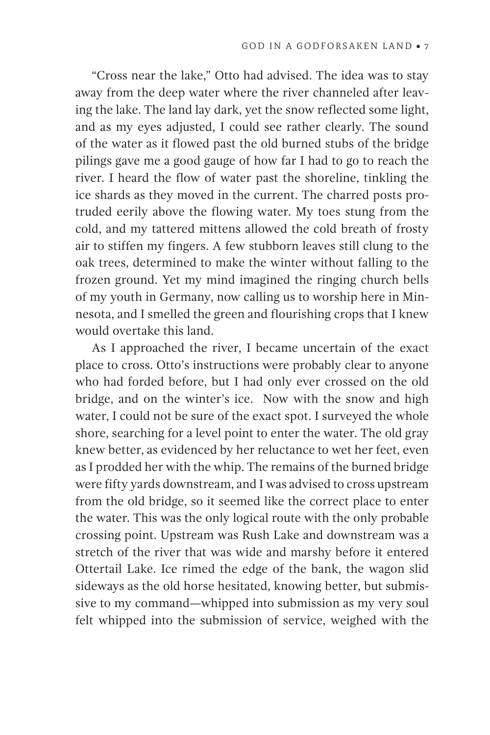"Cross near the lake," Otto had advised. The idea was to stay away from the deep water where the river channeled after leaving the lake. The land lay dark, yet the snow reflected some light, and as my eyes adjusted, I could see rather clearly. The sound of the water as it flowed past the old burned stubs of the bridge pilings gave me a good gauge of how far I had to go to reach the river. I heard the flow of water past the shoreline, tinkling the ice shards as they moved in the current. The charred posts protruded eerily above the flowing water. My toes stung from the cold, and my tattered mittens allowed the cold breath of frosty air to stiffen my fingers. A few stubborn leaves still clung to the oak trees, determined to make the winter without falling to the frozen ground. Yet my mind imagined the ringing church bells of my youth in Germany, now calling us to worship here in Minnesota, and I smelled the green and flourishing crops that I knew would overtake this land.

As I approached the river, I became uncertain of the exact place to cross. Otto's instructions were probably clear to anyone who had forded before, but I had only ever crossed on the old bridge, and on the winter's ice. Now with the snow and high water, I could not be sure of the exact spot. I surveyed the whole shore, searching for a level point to enter the water. The old gray knew better, as evidenced by her reluctance to wet her feet, even as I prodded her with the whip. The remains of the burned bridge were fifty yards downstream, and I was advised to cross upstream from the old bridge, so it seemed like the correct place to enter the water. This was the only logical route with the only probable crossing point. Upstream was Rush Lake and downstream was a stretch of the river that was wide and marshy before it entered Ottertail Lake. Ice rimed the edge of the bank, the wagon slid sideways as the old horse hesitated, knowing better, but submissive to my command—whipped into submission as my very soul felt whipped into the submission of service, weighed with the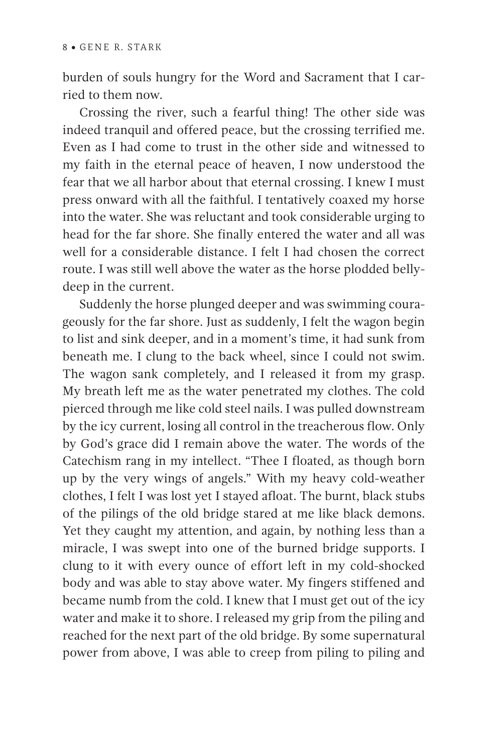burden of souls hungry for the Word and Sacrament that I carried to them now.

Crossing the river, such a fearful thing! The other side was indeed tranquil and offered peace, but the crossing terrified me. Even as I had come to trust in the other side and witnessed to my faith in the eternal peace of heaven, I now understood the fear that we all harbor about that eternal crossing. I knew I must press onward with all the faithful. I tentatively coaxed my horse into the water. She was reluctant and took considerable urging to head for the far shore. She finally entered the water and all was well for a considerable distance. I felt I had chosen the correct route. I was still well above the water as the horse plodded belly-deep in the current.

Suddenly the horse plunged deeper and was swimming courageously for the far shore. Just as suddenly, I felt the wagon begin to list and sink deeper, and in a moment's time, it had sunk from beneath me. I clung to the back wheel, since I could not swim. The wagon sank completely, and I released it from my grasp. My breath left me as the water penetrated my clothes. The cold pierced through me like cold steel nails. I was pulled downstream by the icy current, losing all control in the treacherous flow. Only by God's grace did I remain above the water. The words of the Catechism rang in my intellect. "Thee I floated, as though born up by the very wings of angels." With my heavy cold-weather clothes, I felt I was lost yet I stayed afloat. The burnt, black stubs of the pilings of the old bridge stared at me like black demons. Yet they caught my attention, and again, by nothing less than a miracle, I was swept into one of the burned bridge supports. I clung to it with every ounce of effort left in my cold-shocked body and was able to stay above water. My fingers stiffened and became numb from the cold. I knew that I must get out of the icy water and make it to shore. I released my grip from the piling and reached for the next part of the old bridge. By some supernatural power from above, I was able to creep from piling to piling and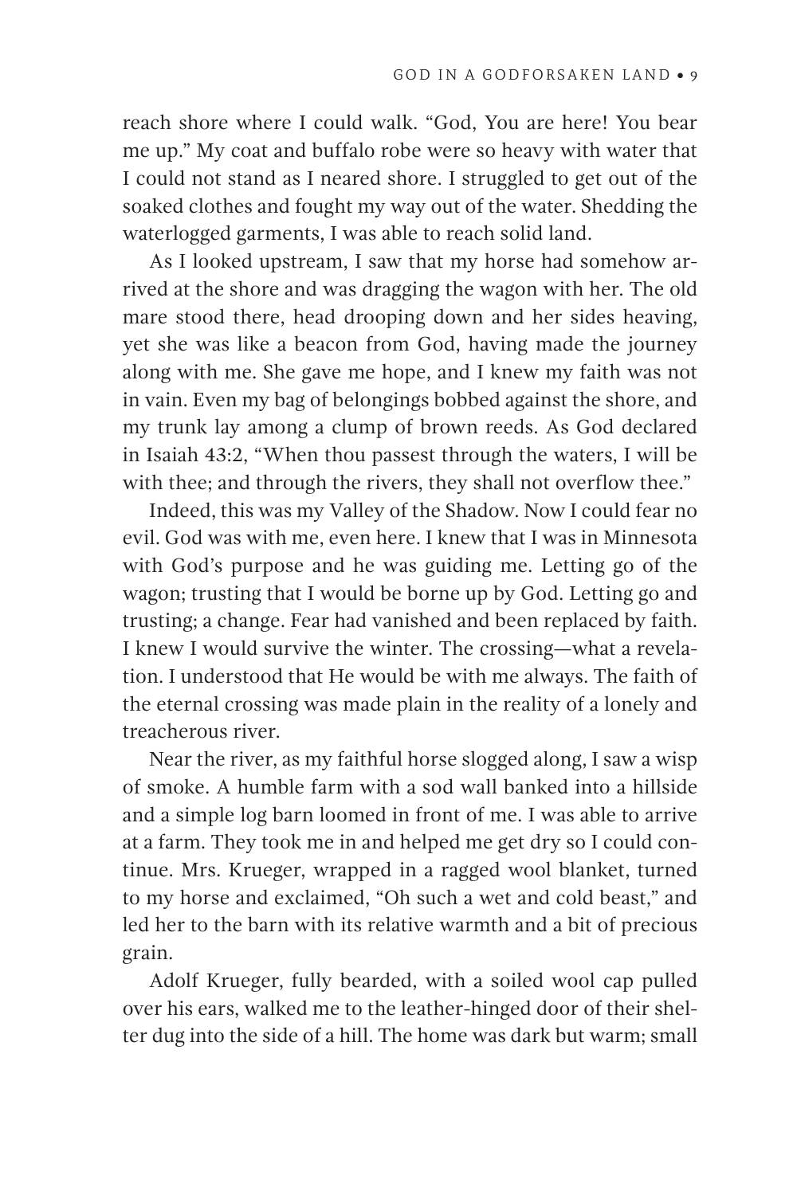reach shore where I could walk. "God, You are here! You bear me up." My coat and buffalo robe were so heavy with water that I could not stand as I neared shore. I struggled to get out of the soaked clothes and fought my way out of the water. Shedding the waterlogged garments, I was able to reach solid land.

As I looked upstream, I saw that my horse had somehow arrived at the shore and was dragging the wagon with her. The old mare stood there, head drooping down and her sides heaving, yet she was like a beacon from God, having made the journey along with me. She gave me hope, and I knew my faith was not in vain. Even my bag of belongings bobbed against the shore, and my trunk lay among a clump of brown reeds. As God declared in Isaiah 43:2, "When thou passest through the waters, I will be with thee; and through the rivers, they shall not overflow thee."

Indeed, this was my Valley of the Shadow. Now I could fear no evil. God was with me, even here. I knew that I was in Minnesota with God's purpose and he was guiding me. Letting go of the wagon; trusting that I would be borne up by God. Letting go and trusting; a change. Fear had vanished and been replaced by faith. I knew I would survive the winter. The crossing—what a revelation. I understood that He would be with me always. The faith of the eternal crossing was made plain in the reality of a lonely and treacherous river.

Near the river, as my faithful horse slogged along, I saw a wisp of smoke. A humble farm with a sod wall banked into a hillside and a simple log barn loomed in front of me. I was able to arrive at a farm. They took me in and helped me get dry so I could continue. Mrs. Krueger, wrapped in a ragged wool blanket, turned to my horse and exclaimed, "Oh such a wet and cold beast," and led her to the barn with its relative warmth and a bit of precious grain.

Adolf Krueger, fully bearded, with a soiled wool cap pulled over his ears, walked me to the leather-hinged door of their shelter dug into the side of a hill. The home was dark but warm; small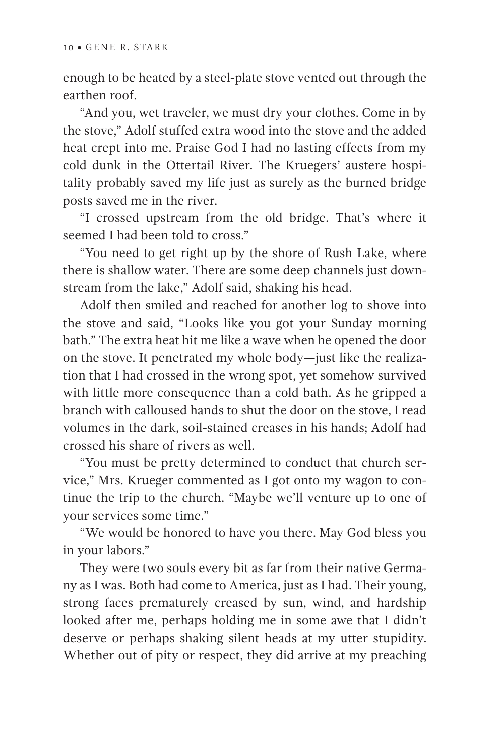enough to be heated by a steel-plate stove vented out through the earthen roof.

"And you, wet traveler, we must dry your clothes. Come in by the stove," Adolf stuffed extra wood into the stove and the added heat crept into me. Praise God I had no lasting effects from my cold dunk in the Ottertail River. The Kruegers' austere hospitality probably saved my life just as surely as the burned bridge posts saved me in the river.

"I crossed upstream from the old bridge. That's where it seemed I had been told to cross."

"You need to get right up by the shore of Rush Lake, where there is shallow water. There are some deep channels just downstream from the lake," Adolf said, shaking his head.

Adolf then smiled and reached for another log to shove into the stove and said, "Looks like you got your Sunday morning bath." The extra heat hit me like a wave when he opened the door on the stove. It penetrated my whole body—just like the realization that I had crossed in the wrong spot, yet somehow survived with little more consequence than a cold bath. As he gripped a branch with calloused hands to shut the door on the stove, I read volumes in the dark, soil-stained creases in his hands; Adolf had crossed his share of rivers as well.

"You must be pretty determined to conduct that church service," Mrs. Krueger commented as I got onto my wagon to continue the trip to the church. "Maybe we'll venture up to one of your services some time."

"We would be honored to have you there. May God bless you in your labors."

They were two souls every bit as far from their native Germany as I was. Both had come to America, just as I had. Their young, strong faces prematurely creased by sun, wind, and hardship looked after me, perhaps holding me in some awe that I didn't deserve or perhaps shaking silent heads at my utter stupidity. Whether out of pity or respect, they did arrive at my preaching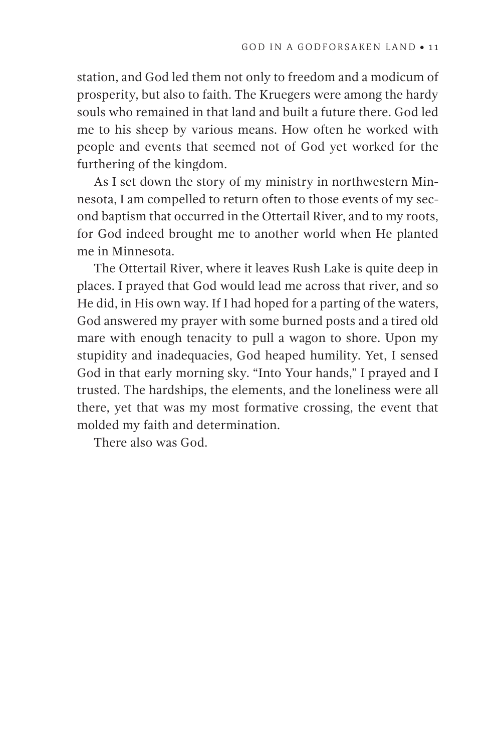station, and God led them not only to freedom and a modicum of prosperity, but also to faith. The Kruegers were among the hardy souls who remained in that land and built a future there. God led me to his sheep by various means. How often he worked with people and events that seemed not of God yet worked for the furthering of the kingdom.

As I set down the story of my ministry in northwestern Minnesota, I am compelled to return often to those events of my second baptism that occurred in the Ottertail River, and to my roots, for God indeed brought me to another world when He planted me in Minnesota.

The Ottertail River, where it leaves Rush Lake is quite deep in places. I prayed that God would lead me across that river, and so He did, in His own way. If I had hoped for a parting of the waters, God answered my prayer with some burned posts and a tired old mare with enough tenacity to pull a wagon to shore. Upon my stupidity and inadequacies, God heaped humility. Yet, I sensed God in that early morning sky. "Into Your hands," I prayed and I trusted. The hardships, the elements, and the loneliness were all there, yet that was my most formative crossing, the event that molded my faith and determination.

There also was God.